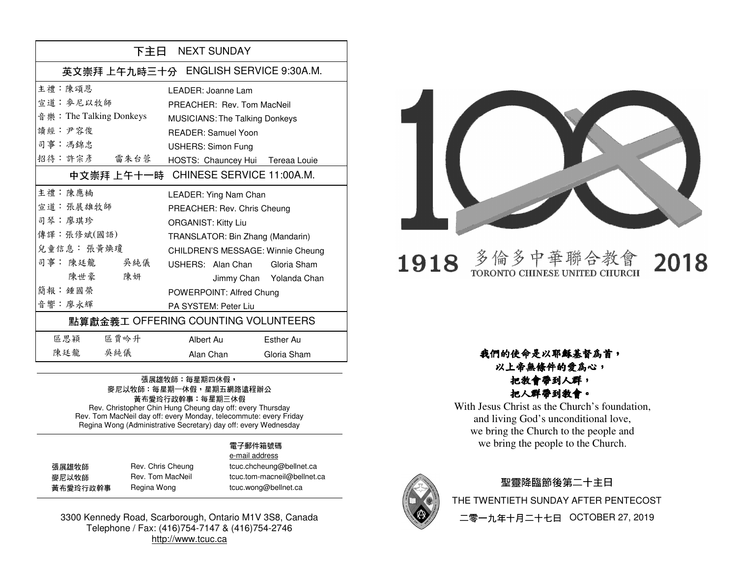## 下主日 NEXT SUNDAY

### 英文崇拜 上午九時三十分 ENGLISH SERVICE 9:30A.M.

| | |
|---|---|
| 主禮：陳頌恩 | LEADER: Joanne Lam |
| 宣道：麥尼以牧師 | PREACHER: Rev. Tom MacNeil |
| 音樂：The Talking Donkeys | MUSICIANS: The Talking Donkeys |
| 讀經：尹容俊 | READER: Samuel Yoon |
| 司事：馮錦忠 | USHERS: Simon Fung |
| 招待：許宗彥 雷朱台蓉 | HOSTS: Chauncey Hui Tereaa Louie |

### 中文崇拜 上午十一時 CHINESE SERVICE 11:00A.M.

| | |
|---|---|
| 主禮：陳應楠 | LEADER: Ying Nam Chan |
| 宣道：張展雄牧師 | PREACHER: Rev. Chris Cheung |
| 司琴：廖琪珍 | ORGANIST: Kitty Liu |
| 傳譯：張修斌(國語) | TRANSLATOR: Bin Zhang (Mandarin) |
| 兒童信息：張黃煥瓊 | CHILDREN'S MESSAGE: Winnie Cheung |
| 司事：陳廷龍 吳純儀 陳世豪 陳妍 | USHERS: Alan Chan Gloria Sham Jimmy Chan Yolanda Chan |
| 簡報：鍾國榮 | POWERPOINT: Alfred Chung |
| 音響：廖永輝 | PA SYSTEM: Peter Liu |

### 點算獻金義工 OFFERING COUNTING VOLUNTEERS

| | | | |
|---|---|---|---|
| 區思穎 | 區賈吟升 | Albert Au | Esther Au |
| 陳廷龍 | 吳純儀 | Alan Chan | Gloria Sham |

張展雄牧師：每星期四休假，
麥尼以牧師：每星期一休假，星期五網路遠程辦公
黃布愛玲行政幹事：每星期三休假
Rev. Christopher Chin Hung Cheung day off: every Thursday
Rev. Tom MacNeil day off: every Monday, telecommute: every Friday
Regina Wong (Administrative Secretary) day off: every Wednesday

| | | 電子郵件箱號碼 e-mail address |
|---|---|---|
| 張展雄牧師 | Rev. Chris Cheung | tcuc.chcheung@bellnet.ca |
| 麥尼以牧師 | Rev. Tom MacNeil | tcuc.tom-macneil@bellnet.ca |
| 黃布愛玲行政幹事 | Regina Wong | tcuc.wong@bellnet.ca |

3300 Kennedy Road, Scarborough, Ontario M1V 3S8, Canada
Telephone / Fax: (416)754-7147 & (416)754-2746
http://www.tcuc.ca

100

1918 多倫多中華聯合教會 TORONTO CHINESE UNITED CHURCH 2018

***我們的使命是以耶穌基督為首，***
***以上帝無條件的愛為心，***
***把教會帶到人群，***
***把人群帶到教會。***

With Jesus Christ as the Church's foundation,
and living God's unconditional love,
we bring the Church to the people and
we bring the people to the Church.

聖靈降臨節後第二十主日
THE TWENTIETH SUNDAY AFTER PENTECOST
二零一九年十月二十七日 OCTOBER 27, 2019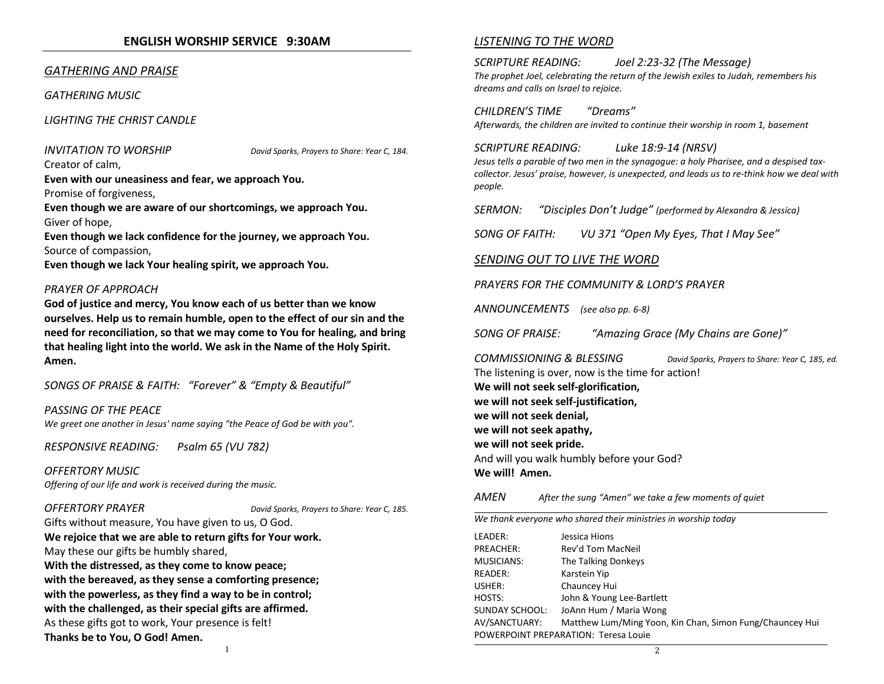## ENGLISH WORSHIP SERVICE 9:30AM

### *GATHERING AND PRAISE*

*GATHERING MUSIC*

*LIGHTING THE CHRIST CANDLE*

*INVITATION TO WORSHIP* *David Sparks, Prayers to Share: Year C, 184.*

Creator of calm,
**Even with our uneasiness and fear, we approach You.**
Promise of forgiveness,
**Even though we are aware of our shortcomings, we approach You.**
Giver of hope,
**Even though we lack confidence for the journey, we approach You.**
Source of compassion,
**Even though we lack Your healing spirit, we approach You.**

*PRAYER OF APPROACH*

**God of justice and mercy, You know each of us better than we know ourselves. Help us to remain humble, open to the effect of our sin and the need for reconciliation, so that we may come to You for healing, and bring that healing light into the world. We ask in the Name of the Holy Spirit. Amen.**

*SONGS OF PRAISE & FAITH: "Forever" & "Empty & Beautiful"*

*PASSING OF THE PEACE*
*We greet one another in Jesus' name saying "the Peace of God be with you".*

*RESPONSIVE READING: Psalm 65 (VU 782)*

*OFFERTORY MUSIC*
*Offering of our life and work is received during the music.*

*OFFERTORY PRAYER* *David Sparks, Prayers to Share: Year C, 185.*

Gifts without measure, You have given to us, O God.
**We rejoice that we are able to return gifts for Your work.**
May these our gifts be humbly shared,
**With the distressed, as they come to know peace;**
**with the bereaved, as they sense a comforting presence;**
**with the powerless, as they find a way to be in control;**
**with the challenged, as their special gifts are affirmed.**
As these gifts got to work, Your presence is felt!
**Thanks be to You, O God! Amen.**

### *LISTENING TO THE WORD*

*SCRIPTURE READING: Joel 2:23-32 (The Message)*
*The prophet Joel, celebrating the return of the Jewish exiles to Judah, remembers his dreams and calls on Israel to rejoice.*

*CHILDREN'S TIME "Dreams"*
*Afterwards, the children are invited to continue their worship in room 1, basement*

*SCRIPTURE READING: Luke 18:9-14 (NRSV)*
*Jesus tells a parable of two men in the synagogue: a holy Pharisee, and a despised tax-collector. Jesus' praise, however, is unexpected, and leads us to re-think how we deal with people.*

*SERMON: "Disciples Don't Judge" (performed by Alexandra & Jessica)*

*SONG OF FAITH: VU 371 "Open My Eyes, That I May See"*

### *SENDING OUT TO LIVE THE WORD*

*PRAYERS FOR THE COMMUNITY & LORD'S PRAYER*

*ANNOUNCEMENTS (see also pp. 6-8)*

*SONG OF PRAISE: "Amazing Grace (My Chains are Gone)"*

*COMMISSIONING & BLESSING* *David Sparks, Prayers to Share: Year C, 185, ed.*

The listening is over, now is the time for action!
**We will not seek self-glorification,**
**we will not seek self-justification,**
**we will not seek denial,**
**we will not seek apathy,**
**we will not seek pride.**
And will you walk humbly before your God?
**We will! Amen.**

*AMEN* *After the sung "Amen" we take a few moments of quiet*

*We thank everyone who shared their ministries in worship today*

| | |
|---|---|
| LEADER: | Jessica Hions |
| PREACHER: | Rev'd Tom MacNeil |
| MUSICIANS: | The Talking Donkeys |
| READER: | Karstein Yip |
| USHER: | Chauncey Hui |
| HOSTS: | John & Young Lee-Bartlett |
| SUNDAY SCHOOL: | JoAnn Hum / Maria Wong |
| AV/SANCTUARY: | Matthew Lum/Ming Yoon, Kin Chan, Simon Fung/Chauncey Hui |
| POWERPOINT PREPARATION: | Teresa Louie |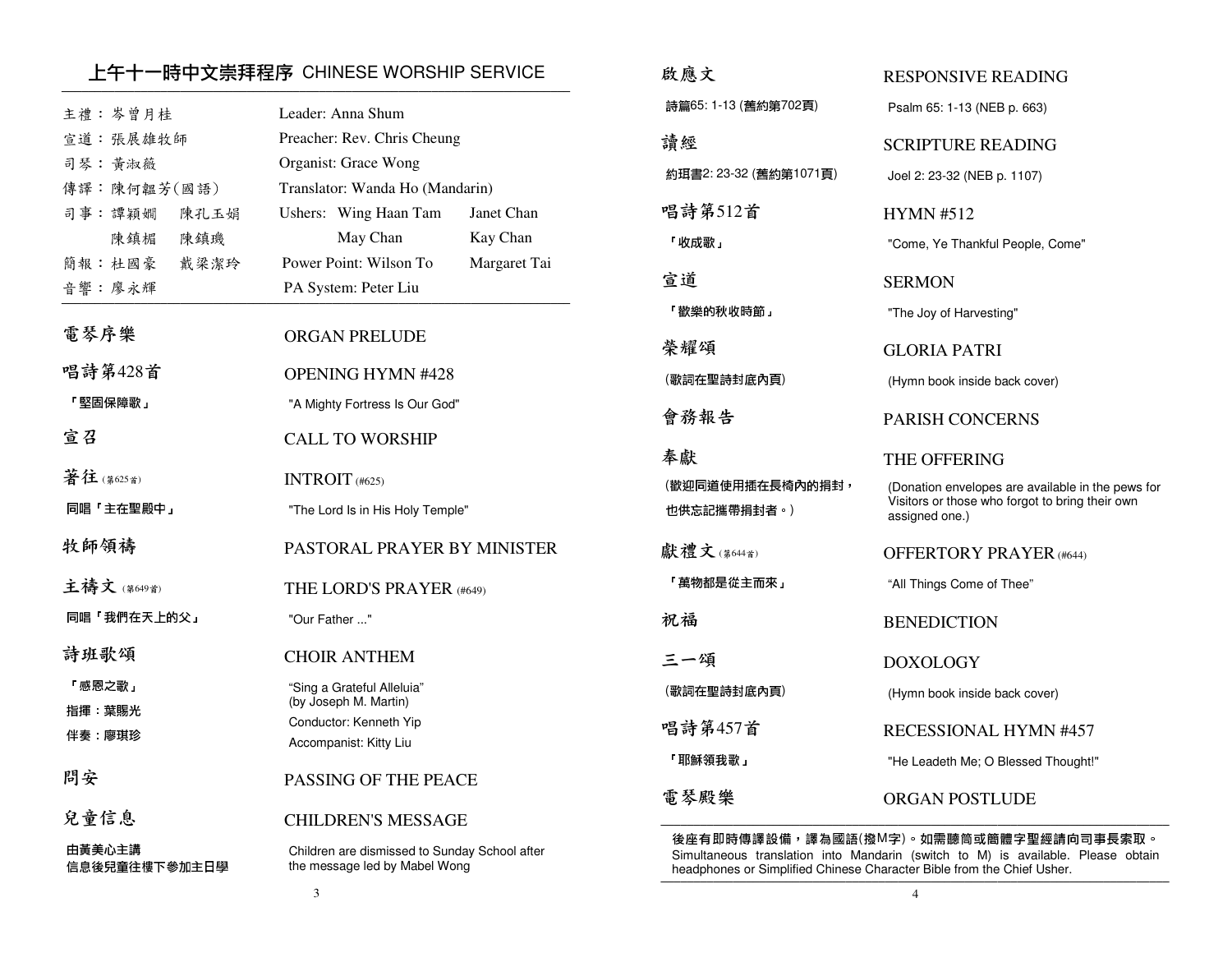## 上午十一時中文崇拜程序 CHINESE WORSHIP SERVICE

| | |
|---|---|
| 主禮：岑曾月桂 | Leader: Anna Shum |
| 宣道：張展雄牧師 | Preacher: Rev. Chris Cheung |
| 司琴：黃淑薇 | Organist: Grace Wong |
| 傳譯：陳何韞芳(國語) | Translator: Wanda Ho (Mandarin) |
| 司事：譚穎嫺　陳孔玉娟 | Ushers: Wing Haan Tam　Janet Chan |
| 　　　陳鎮楣　陳鎮璣 | May Chan　Kay Chan |
| 簡報：杜國豪　戴梁潔玲 | Power Point: Wilson To　Margaret Tai |
| 音響：廖永輝 | PA System: Peter Liu |

| | |
|---|---|
| 電琴序樂 | ORGAN PRELUDE |
| 唱詩第428首 | OPENING HYMN #428 |
| 「堅固保障歌」 | "A Mighty Fortress Is Our God" |
| 宣召 | CALL TO WORSHIP |
| 著往 (第625首) | INTROIT (#625) |
| 同唱「主在聖殿中」 | "The Lord Is in His Holy Temple" |
| 牧師領禱 | PASTORAL PRAYER BY MINISTER |
| 主禱文 (第649首) | THE LORD'S PRAYER (#649) |
| 同唱「我們在天上的父」 | "Our Father ..." |
| 詩班歌頌 | CHOIR ANTHEM |
| 「感恩之歌」 | "Sing a Grateful Alleluia" (by Joseph M. Martin) |
| 指揮：葉賜光 | Conductor: Kenneth Yip |
| 伴奏：廖琪珍 | Accompanist: Kitty Liu |
| 問安 | PASSING OF THE PEACE |
| 兒童信息 | CHILDREN'S MESSAGE |
| 由黃美心主講 信息後兒童往樓下參加主日學 | Children are dismissed to Sunday School after the message led by Mabel Wong |
| 啟應文 | RESPONSIVE READING |
| 詩篇65: 1-13 (舊約第702頁) | Psalm 65: 1-13 (NEB p. 663) |
| 讀經 | SCRIPTURE READING |
| 約珥書2: 23-32 (舊約第1071頁) | Joel 2: 23-32 (NEB p. 1107) |
| 唱詩第512首 | HYMN #512 |
| 「收成歌」 | "Come, Ye Thankful People, Come" |
| 宣道 | SERMON |
| 「歡樂的秋收時節」 | "The Joy of Harvesting" |
| 榮耀頌 | GLORIA PATRI |
| (歌詞在聖詩封底內頁) | (Hymn book inside back cover) |
| 會務報告 | PARISH CONCERNS |
| 奉獻 | THE OFFERING |
| (歡迎同道使用插在長椅內的捐封，也供忘記攜帶捐封者。) | (Donation envelopes are available in the pews for Visitors or those who forgot to bring their own assigned one.) |
| 獻禮文 (第644首) | OFFERTORY PRAYER (#644) |
| 「萬物都是從主而來」 | "All Things Come of Thee" |
| 祝福 | BENEDICTION |
| 三一頌 | DOXOLOGY |
| (歌詞在聖詩封底內頁) | (Hymn book inside back cover) |
| 唱詩第457首 | RECESSIONAL HYMN #457 |
| 「耶穌領我歌」 | "He Leadeth Me; O Blessed Thought!" |
| 電琴殿樂 | ORGAN POSTLUDE |

後座有即時傳譯設備，譯為國語(撥M字)。如需聽筒或簡體字聖經請向司事長索取。
Simultaneous translation into Mandarin (switch to M) is available. Please obtain headphones or Simplified Chinese Character Bible from the Chief Usher.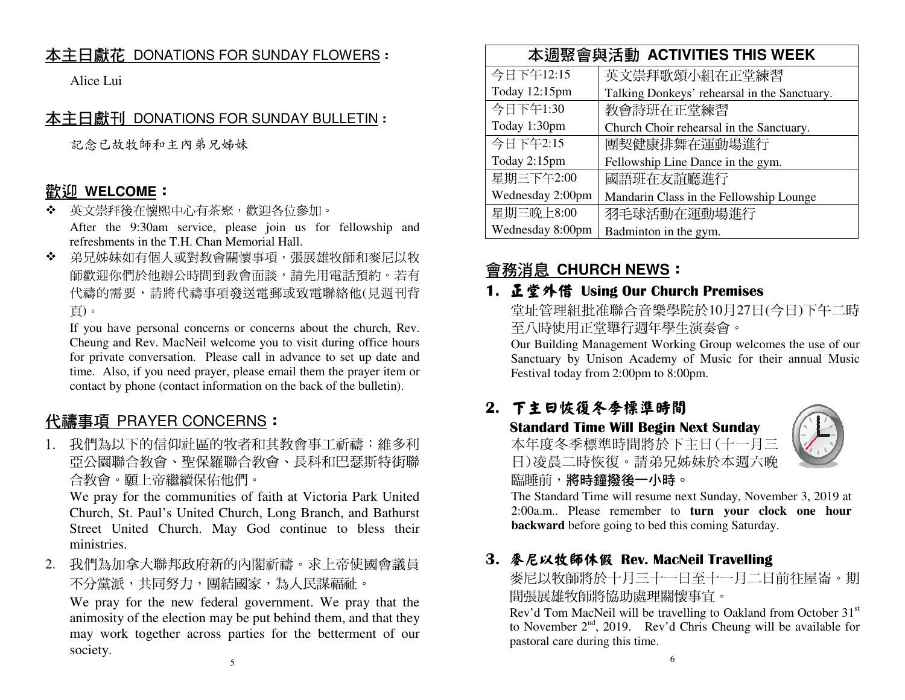## 本主日獻花 DONATIONS FOR SUNDAY FLOWERS：

Alice Lui

## 本主日獻刊 DONATIONS FOR SUNDAY BULLETIN：

記念已故牧師和主內弟兄姊妹

## 歡迎 WELCOME：

- 英文崇拜後在懷熙中心有茶聚，歡迎各位參加。
  After the 9:30am service, please join us for fellowship and refreshments in the T.H. Chan Memorial Hall.
- 弟兄姊妹如有個人或對教會關懷事項，張展雄牧師和麥尼以牧師歡迎你們於他辦公時間到教會面談，請先用電話預約。若有代禱的需要，請將代禱事項發送電郵或致電聯絡他(見週刊背頁)。
  If you have personal concerns or concerns about the church, Rev. Cheung and Rev. MacNeil welcome you to visit during office hours for private conversation. Please call in advance to set up date and time. Also, if you need prayer, please email them the prayer item or contact by phone (contact information on the back of the bulletin).

## 代禱事項 PRAYER CONCERNS：

1. 我們為以下的信仰社區的牧者和其教會事工祈禱：維多利亞公園聯合教會、聖保羅聯合教會、長科和巴瑟斯特街聯合教會。願上帝繼續保佑他們。
   We pray for the communities of faith at Victoria Park United Church, St. Paul's United Church, Long Branch, and Bathurst Street United Church. May God continue to bless their ministries.
2. 我們為加拿大聯邦政府新的內閣祈禱。求上帝使國會議員不分黨派，共同努力，團結國家，為人民謀福祉。
   We pray for the new federal government. We pray that the animosity of the election may be put behind them, and that they may work together across parties for the betterment of our society.

## 本週聚會與活動 ACTIVITIES THIS WEEK

| 時間 Time | 活動 Activity |
|---|---|
| 今日下午12:15<br>Today 12:15pm | 英文崇拜歌頌小組在正堂練習<br>Talking Donkeys' rehearsal in the Sanctuary. |
| 今日下午1:30<br>Today 1:30pm | 教會詩班在正堂練習<br>Church Choir rehearsal in the Sanctuary. |
| 今日下午2:15<br>Today 2:15pm | 團契健康排舞在運動場進行<br>Fellowship Line Dance in the gym. |
| 星期三下午2:00<br>Wednesday 2:00pm | 國語班在友誼廳進行<br>Mandarin Class in the Fellowship Lounge |
| 星期三晚上8:00<br>Wednesday 8:00pm | 羽毛球活動在運動場進行<br>Badminton in the gym. |

## 會務消息 CHURCH NEWS：

### 1. 正堂外借 Using Our Church Premises

堂址管理組批准聯合音樂學院於10月27日(今日)下午二時至八時使用正堂舉行週年學生演奏會。

Our Building Management Working Group welcomes the use of our Sanctuary by Unison Academy of Music for their annual Music Festival today from 2:00pm to 8:00pm.

### 2. 下主日恢復冬季標準時間 Standard Time Will Begin Next Sunday

本年度冬季標準時間將於下主日(十一月三日)凌晨二時恢復。請弟兄姊妹於本週六晚臨睡前，**將時鐘撥後一小時**。

The Standard Time will resume next Sunday, November 3, 2019 at 2:00a.m.. Please remember to **turn your clock one hour backward** before going to bed this coming Saturday.

### 3. 麥尼以牧師休假 Rev. MacNeil Travelling

麥尼以牧師將於十月三十一日至十一月二日前往屋崙。期間張展雄牧師將協助處理關懷事宜。

Rev'd Tom MacNeil will be travelling to Oakland from October 31st to November 2nd, 2019. Rev'd Chris Cheung will be available for pastoral care during this time.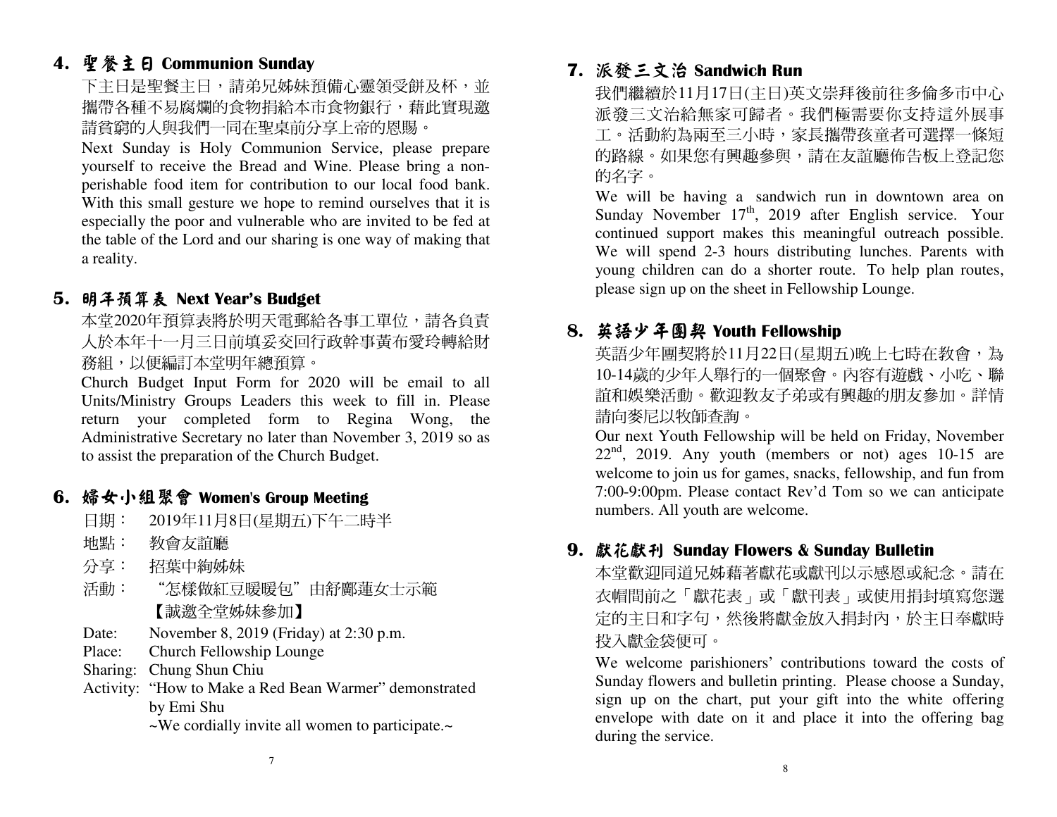## 4. 聖餐主日 Communion Sunday

下主日是聖餐主日，請弟兄姊妹預備心靈領受餅及杯，並攜帶各種不易腐爛的食物捐給本市食物銀行，藉此實現邀請貧窮的人與我們一同在聖桌前分享上帝的恩賜。

Next Sunday is Holy Communion Service, please prepare yourself to receive the Bread and Wine. Please bring a non-perishable food item for contribution to our local food bank. With this small gesture we hope to remind ourselves that it is especially the poor and vulnerable who are invited to be fed at the table of the Lord and our sharing is one way of making that a reality.

## 5. 明年預算表 Next Year's Budget

本堂2020年預算表將於明天電郵給各事工單位，請各負責人於本年十一月三日前填妥交回行政幹事黃布愛玲轉給財務組，以便編訂本堂明年總預算。

Church Budget Input Form for 2020 will be email to all Units/Ministry Groups Leaders this week to fill in. Please return your completed form to Regina Wong, the Administrative Secretary no later than November 3, 2019 so as to assist the preparation of the Church Budget.

## 6. 婦女小組聚會 Women's Group Meeting

日期： 2019年11月8日(星期五)下午二時半

地點： 教會友誼廳

分享： 招葉中絢姊妹

活動： “怎樣做紅豆暖暖包”由舒鄺蓮女士示範
【誠邀全堂姊妹參加】

Date: November 8, 2019 (Friday) at 2:30 p.m.

Place: Church Fellowship Lounge

Sharing: Chung Shun Chiu

Activity: "How to Make a Red Bean Warmer" demonstrated by Emi Shu
~We cordially invite all women to participate.~

## 7. 派發三文治 Sandwich Run

我們繼續於11月17日(主日)英文崇拜後前往多倫多市中心派發三文治給無家可歸者。我們極需要你支持這外展事工。活動約為兩至三小時，家長攜帶孩童者可選擇一條短的路線。如果您有興趣參與，請在友誼廳佈告板上登記您的名字。

We will be having a sandwich run in downtown area on Sunday November 17th, 2019 after English service. Your continued support makes this meaningful outreach possible. We will spend 2-3 hours distributing lunches. Parents with young children can do a shorter route. To help plan routes, please sign up on the sheet in Fellowship Lounge.

## 8. 英語少年團契 Youth Fellowship

英語少年團契將於11月22日(星期五)晚上七時在教會，為10-14歲的少年人舉行的一個聚會。內容有遊戲、小吃、聯誼和娛樂活動。歡迎教友子弟或有興趣的朋友參加。詳情請向麥尼以牧師查詢。

Our next Youth Fellowship will be held on Friday, November 22nd, 2019. Any youth (members or not) ages 10-15 are welcome to join us for games, snacks, fellowship, and fun from 7:00-9:00pm. Please contact Rev'd Tom so we can anticipate numbers. All youth are welcome.

## 9. 獻花獻刊 Sunday Flowers & Sunday Bulletin

本堂歡迎同道兄姊藉著獻花或獻刊以示感恩或紀念。請在衣帽間前之「獻花表」或「獻刊表」或使用捐封填寫您選定的主日和字句，然後將獻金放入捐封內，於主日奉獻時投入獻金袋便可。

We welcome parishioners' contributions toward the costs of Sunday flowers and bulletin printing. Please choose a Sunday, sign up on the chart, put your gift into the white offering envelope with date on it and place it into the offering bag during the service.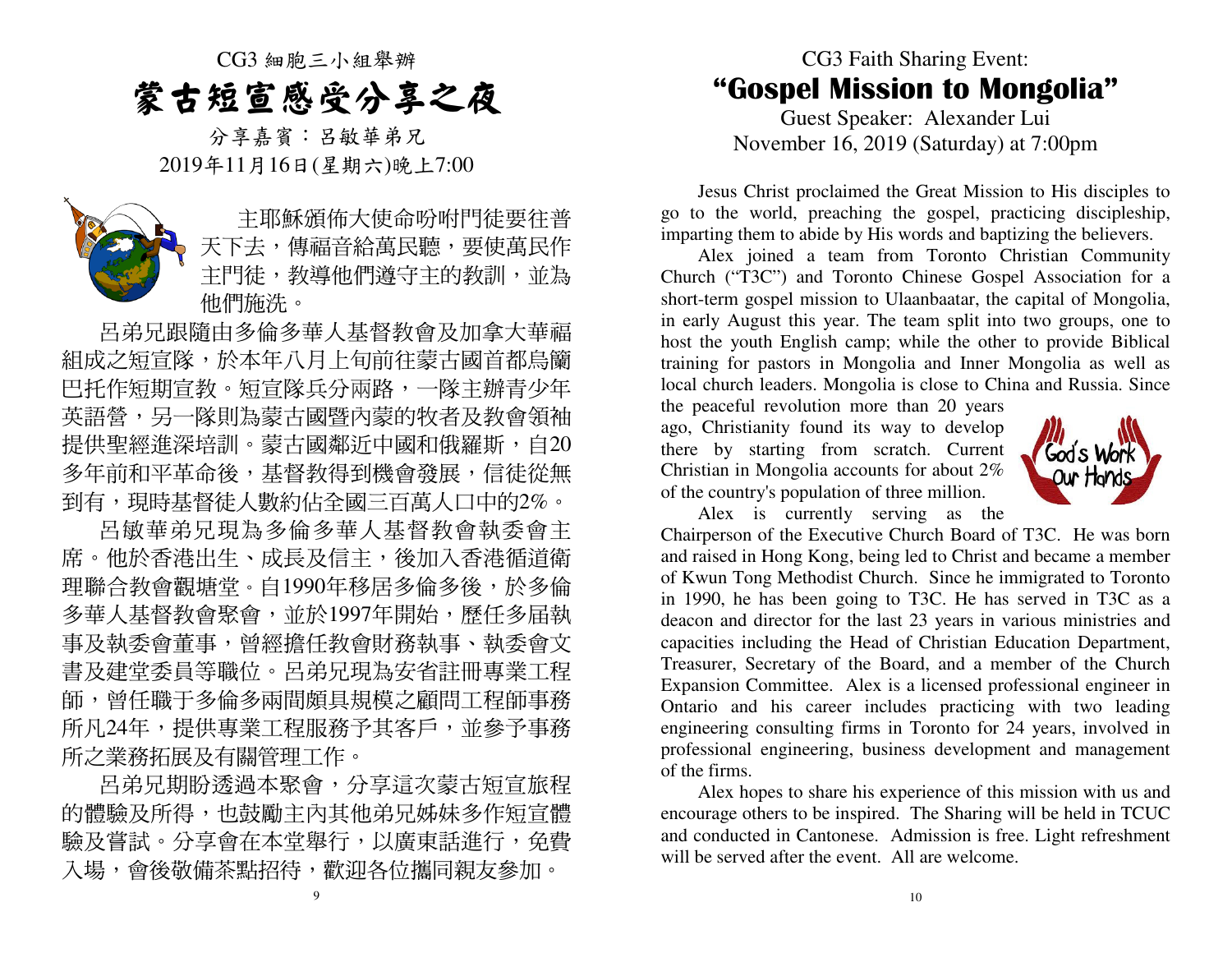CG3 細胞三小組舉辦

# 蒙古短宣感受分享之夜

分享嘉賓：呂敏華弟兄

2019年11月16日(星期六)晚上7:00

主耶穌頒佈大使命吩咐門徒要往普天下去，傳福音給萬民聽，要使萬民作主門徒，教導他們遵守主的教訓，並為他們施洗。

呂弟兄跟隨由多倫多華人基督教會及加拿大華福組成之短宣隊，於本年八月上旬前往蒙古國首都烏蘭巴托作短期宣教。短宣隊兵分兩路，一隊主辦青少年英語營，另一隊則為蒙古國暨內蒙的牧者及教會領袖提供聖經進深培訓。蒙古國鄰近中國和俄羅斯，自20多年前和平革命後，基督教得到機會發展，信徒從無到有，現時基督徒人數約佔全國三百萬人口中的2%。

呂敏華弟兄現為多倫多華人基督教會執委會主席。他於香港出生、成長及信主，後加入香港循道衛理聯合教會觀塘堂。自1990年移居多倫多後，於多倫多華人基督教會聚會，並於1997年開始，歷任多屆執事及執委會董事，曾經擔任教會財務執事、執委會文書及建堂委員等職位。呂弟兄現為安省註冊專業工程師，曾任職于多倫多兩間頗具規模之顧問工程師事務所凡24年，提供專業工程服務予其客戶，並參予事務所之業務拓展及有關管理工作。

呂弟兄期盼透過本聚會，分享這次蒙古短宣旅程的體驗及所得，也鼓勵主內其他弟兄姊妹多作短宣體驗及嘗試。分享會在本堂舉行，以廣東話進行，免費入場，會後敬備茶點招待，歡迎各位攜同親友參加。

CG3 Faith Sharing Event:

# "Gospel Mission to Mongolia"

Guest Speaker: Alexander Lui

November 16, 2019 (Saturday) at 7:00pm

Jesus Christ proclaimed the Great Mission to His disciples to go to the world, preaching the gospel, practicing discipleship, imparting them to abide by His words and baptizing the believers.

Alex joined a team from Toronto Christian Community Church ("T3C") and Toronto Chinese Gospel Association for a short-term gospel mission to Ulaanbaatar, the capital of Mongolia, in early August this year. The team split into two groups, one to host the youth English camp; while the other to provide Biblical training for pastors in Mongolia and Inner Mongolia as well as local church leaders. Mongolia is close to China and Russia. Since the peaceful revolution more than 20 years ago, Christianity found its way to develop there by starting from scratch. Current Christian in Mongolia accounts for about 2% of the country's population of three million.

God's Work Our Hands

Alex is currently serving as the Chairperson of the Executive Church Board of T3C. He was born and raised in Hong Kong, being led to Christ and became a member of Kwun Tong Methodist Church. Since he immigrated to Toronto in 1990, he has been going to T3C. He has served in T3C as a deacon and director for the last 23 years in various ministries and capacities including the Head of Christian Education Department, Treasurer, Secretary of the Board, and a member of the Church Expansion Committee. Alex is a licensed professional engineer in Ontario and his career includes practicing with two leading engineering consulting firms in Toronto for 24 years, involved in professional engineering, business development and management of the firms.

Alex hopes to share his experience of this mission with us and encourage others to be inspired. The Sharing will be held in TCUC and conducted in Cantonese. Admission is free. Light refreshment will be served after the event. All are welcome.